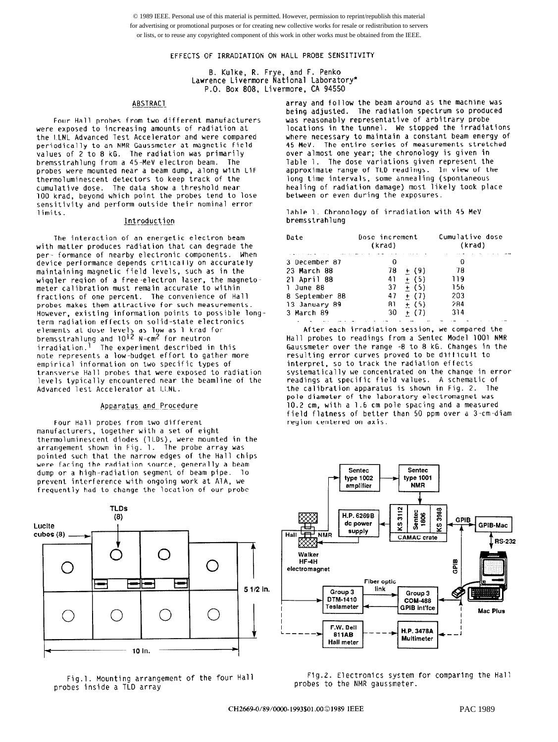© 1989 IEEE. Personal use of this material is permitted. However, permission to reprint/republish this material for advertising or promotional purposes or for creating new collective works for resale or redistribution to servers or lists, or to reuse any copyrighted component of this work in other works must be obtained from the IEEE.

# EFFECTS OF IRRADIATION ON HALL PROBE SENSITIVITY

B. Kulke, R. Frye, and F. Penko
Lawrence Livermore National Laboratory*
P.O. Box 808, Livermore, CA 94550

## ABSTRACT

Four Hall probes from two different manufacturers were exposed to increasing amounts of radiation at the LLNL Advanced Test Accelerator and were compared periodically to an NMR Gaussmeter at magnetic field values of 2 to 8 kG. The radiation was primarily bremsstrahlung from a 45-MeV electron beam. The probes were mounted near a beam dump, along with LiF thermoluminescent detectors to keep track of the cumulative dose. The data show a threshold near 100 krad, beyond which point the probes tend to lose sensitivity and perform outside their nominal error limits.

## Introduction

The interaction of an energetic electron beam with matter produces radiation that can degrade the per- formance of nearby electronic components. When device performance depends critically on accurately maintaining magnetic field levels, such as in the wiggler region of a free-electron laser, the magneto-meter calibration must remain accurate to within fractions of one percent. The convenience of Hall probes makes them attractive for such measurements. However, existing information points to possible long-term radiation effects on solid-state electronics elements at dose levels as low as 1 krad for bremsstrahlung and $10^{12}$ N-cm$^2$ for neutron irradiation.[1] The experiment described in this note represents a low-budget effort to gather more empirical information on two specific types of transverse Hall probes that were exposed to radiation levels typically encountered near the beamline of the Advanced Test Accelerator at LLNL.

## Apparatus and Procedure

Four Hall probes from two different manufacturers, together with a set of eight thermoluminescent diodes (TLDs), were mounted in the arrangement shown in Fig. 1. The probe array was pointed such that the narrow edges of the Hall chips were facing the radiation source, generally a beam dump or a high-radiation segment of beam pipe. To prevent interference with ongoing work at ATA, we frequently had to change the location of our probe array and follow the beam around as the machine was being adjusted. The radiation spectrum so produced was reasonably representative of arbitrary probe locations in the tunnel. We stopped the irradiations where necessary to maintain a constant beam energy of 45 MeV. The entire series of measurements stretched over almost one year; the chronology is given in Table 1. The dose variations given represent the approximate range of TLD readings. In view of the long time intervals, some annealing (spontaneous healing of radiation damage) most likely took place between or even during the exposures.

Table 1. Chronology of irradiation with 45 MeV bremsstrahlung

| Date | Dose increment (krad) | Cumulative dose (krad) |
|---|---|---|
| 3 December 87 | 0 | 0 |
| 23 March 88 | 78 ± (9) | 78 |
| 21 April 88 | 41 ± (5) | 119 |
| 1 June 88 | 37 ± (5) | 156 |
| 8 September 88 | 47 ± (7) | 203 |
| 13 January 89 | 81 ± (5) | 284 |
| 3 March 89 | 30 ± (7) | 314 |

After each irradiation session, we compared the Hall probes to readings from a Sentec Model 1001 NMR Gaussmeter over the range -8 to 8 kG. Changes in the resulting error curves proved to be difficult to interpret, so to track the radiation effects systematically we concentrated on the change in error readings at specific field values. A schematic of the calibration apparatus is shown in Fig. 2. The pole diameter of the laboratory electromagnet was 10.2 cm, with a 1.6 cm pole spacing and a measured field flatness of better than 50 ppm over a 3-cm-diam region centered on axis.

Fig.1. Mounting arrangement of the four Hall probes inside a TLD array

Fig.2. Electronics system for comparing the Hall probes to the NMR gaussmeter.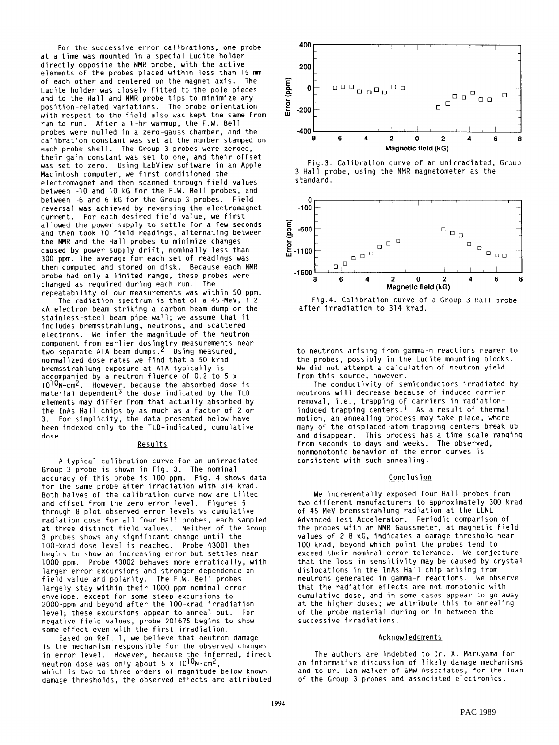For the successive error calibrations, one probe at a time was mounted in a special Lucite holder directly opposite the NMR probe, with the active elements of the probes placed within less than 15 mm of each other and centered on the magnet axis. The Lucite holder was closely fitted to the pole pieces and to the Hall and NMR probe tips to minimize any position-related variations. The probe orientation with respect to the field also was kept the same from run to run. After a 1-hr warmup, the F.W. Bell probes were nulled in a zero-gauss chamber, and the calibration constant was set at the number stamped on each probe shell. The Group 3 probes were zeroed, their gain constant was set to one, and their offset was set to zero. Using LabView software in an Apple Macintosh computer, we first conditioned the electromagnet and then scanned through field values between -10 and 10 kG for the F.W. Bell probes, and between -6 and 6 kG for the Group 3 probes. Field reversal was achieved by reversing the electromagnet current. For each desired field value, we first allowed the power supply to settle for a few seconds and then took 10 field readings, alternating between the NMR and the Hall probes to minimize changes caused by power supply drift, nominally less than 300 ppm. The average for each set of readings was then computed and stored on disk. Because each NMR probe had only a limited range, these probes were changed as required during each run. The repeatability of our measurements was within 50 ppm.

The radiation spectrum is that of a 45-MeV, 1-2 kA electron beam striking a carbon beam dump or the stainless-steel beam pipe wall; we assume that it includes bremsstrahlung, neutrons, and scattered electrons. We infer the magnitude of the neutron component from earlier dosimetry measurements near two separate ATA beam dumps.[2] Using measured, normalized dose rates we find that a 50 krad bremsstrahlung exposure at ATA typically is accompanied by a neutron fluence of 0.2 to 5 x $10^{10}$N-cm$^{2}$. However, because the absorbed dose is material dependent[3] the dose indicated by the TLD elements may differ from that actually absorbed by the InAs Hall chips by as much as a factor of 2 or 3. For simplicity, the data presented below have been indexed only to the TLD-indicated, cumulative dose.

## Results

A typical calibration curve for an unirradiated Group 3 probe is shown in Fig. 3. The nominal accuracy of this probe is 100 ppm. Fig. 4 shows data for the same probe after irradiation with 314 krad. Both halves of the calibration curve now are tilted and offset from the zero error level. Figures 5 through 8 plot observed error levels vs cumulative radiation dose for all four Hall probes, each sampled at three distinct field values. Neither of the Group 3 probes shows any significant change until the 100-krad dose level is reached. Probe 43001 then begins to show an increasing error but settles near 1000 ppm. Probe 43002 behaves more erratically, with larger error excursions and stronger dependence on field value and polarity. The F.W. Bell probes largely stay within their 1000-ppm nominal error envelope, except for some steep excursions to 2000-ppm and beyond after the 100-krad irradiation level; these excursions appear to anneal out. For negative field values, probe 201675 begins to show some effect even with the first irradiation.

Based on Ref. 1, we believe that neutron damage is the mechanism responsible for the observed changes in error level. However, because the inferred, direct neutron dose was only about 5 x $10^{10}$N$\cdot$cm$^{2}$, which is two to three orders of magnitude below known damage thresholds, the observed effects are attributed to neutrons arising from gamma-n reactions nearer to the probes, possibly in the Lucite mounting blocks. We did not attempt a calculation of neutron yield from this source, however.

Fig.3. Calibration curve of an unirradiated, Group 3 Hall probe, using the NMR magnetometer as the standard.

Fig.4. Calibration curve of a Group 3 Hall probe after irradiation to 314 krad.

The conductivity of semiconductors irradiated by neutrons will decrease because of induced carrier removal, i.e., trapping of carriers in radiation-induced trapping centers.[1] As a result of thermal motion, an annealing process may take place, where many of the displaced-atom trapping centers break up and disappear. This process has a time scale ranging from seconds to days and weeks. The observed, nonmonotonic behavior of the error curves is consistent with such annealing.

## Conclusion

We incrementally exposed four Hall probes from two different manufacturers to approximately 300 krad of 45 MeV bremsstrahlung radiation at the LLNL Advanced Test Accelerator. Periodic comparison of the probes with an NMR Gaussmeter, at magnetic field values of 2-8 kG, indicates a damage threshold near 100 krad, beyond which point the probes tend to exceed their nominal error tolerance. We conjecture that the loss in sensitivity may be caused by crystal dislocations in the InAs Hall chip arising from neutrons generated in gamma-n reactions. We observe that the radiation effects are not monotonic with cumulative dose, and in some cases appear to go away at the higher doses; we attribute this to annealing of the probe material during or in between the successive irradiations.

## Acknowledgments

The authors are indebted to Dr. X. Maruyama for an informative discussion of likely damage mechanisms and to Dr. Ian Walker of GMW Associates, for the loan of the Group 3 probes and associated electronics.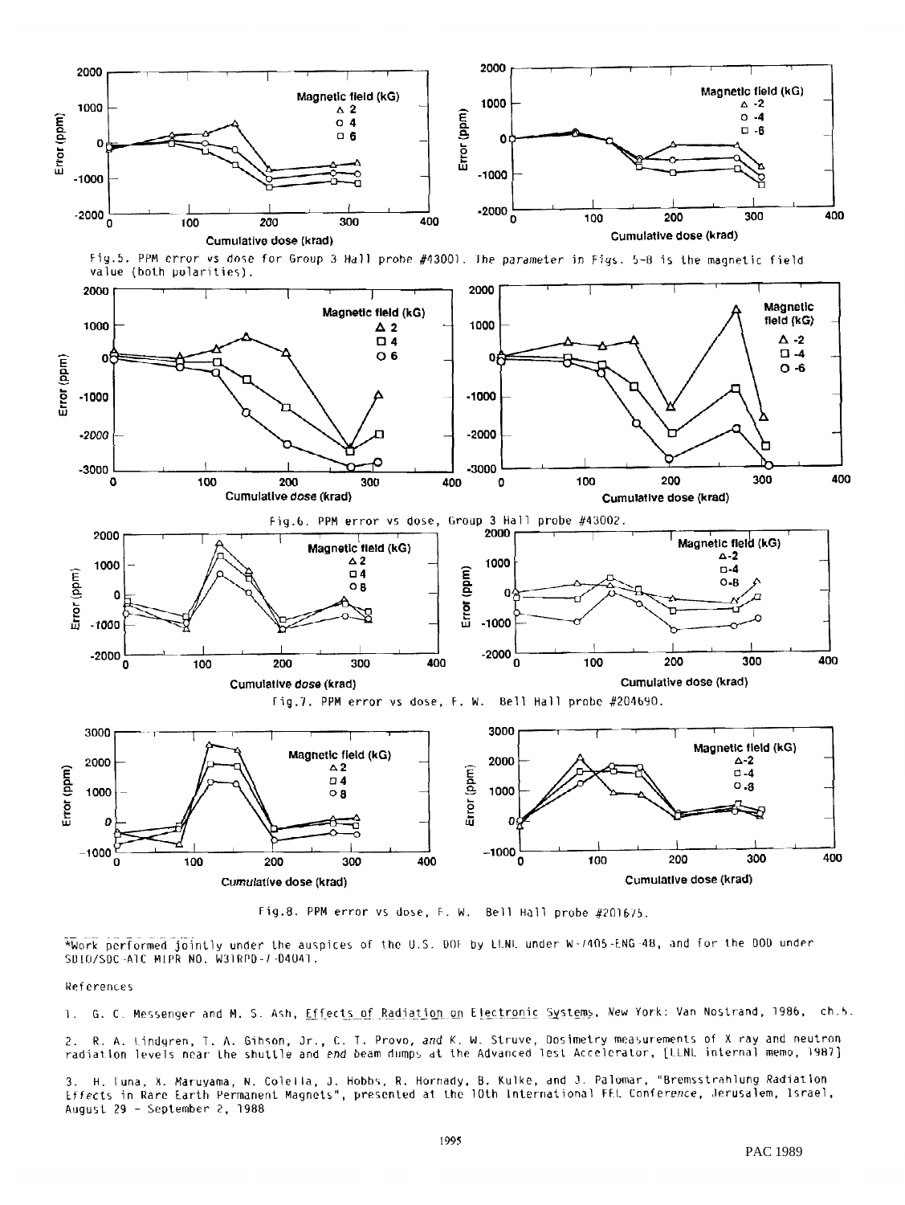Magnetic field (kG)
△ 2
○ 4
□ 6

Error (ppm)

Cumulative dose (krad)

Magnetic field (kG)
△ -2
○ -4
□ -6

Error (ppm)

Cumulative dose (krad)

Fig.5. PPM error vs dose for Group 3 Hall probe #43001. The parameter in Figs. 5-8 is the magnetic field value (both polarities).

Magnetic field (kG)
△ 2
□ 4
○ 6

Error (ppm)

Cumulative dose (krad)

Magnetic field (kG)
△ -2
□ -4
○ -6

Error (ppm)

Cumulative dose (krad)

Fig.6. PPM error vs dose, Group 3 Hall probe #43002.

Magnetic field (kG)
△ 2
□ 4
○ 8

Error (ppm)

Cumulative dose (krad)

Magnetic field (kG)
△ -2
□ -4
○ -8

Error (ppm)

Cumulative dose (krad)

Fig.7. PPM error vs dose, F. W. Bell Hall probe #204690.

Magnetic field (kG)
△ 2
□ 4
○ 8

Error (ppm)

Cumulative dose (krad)

Magnetic field (kG)
△ -2
□ -4
○ -8

Error (ppm)

Cumulative dose (krad)

Fig.8. PPM error vs dose, F. W. Bell Hall probe #201675.

*Work performed jointly under the auspices of the U.S. DOE by LLNL under W-7405-ENG-48, and for the DOD under SDIO/SDC-ATC MIPR NO. W31RPD-7-D4041.

## References

1. G. C. Messenger and M. S. Ash, Effects of Radiation on Electronic Systems, New York: Van Nostrand, 1986, ch.5.

2. R. A. Lindgren, T. A. Gibson, Jr., C. T. Provo, and K. W. Struve, Dosimetry measurements of X ray and neutron radiation levels near the shuttle and end beam dumps at the Advanced Test Accelerator, [LLNL internal memo, 1987]

3. H. Luna, X. Maruyama, N. Colella, J. Hobbs, R. Hornady, B. Kulke, and J. Palomar, "Bremsstrahlung Radiation Effects in Rare Earth Permanent Magnets", presented at the 10th International FEL Conference, Jerusalem, Israel, August 29 - September 2, 1988